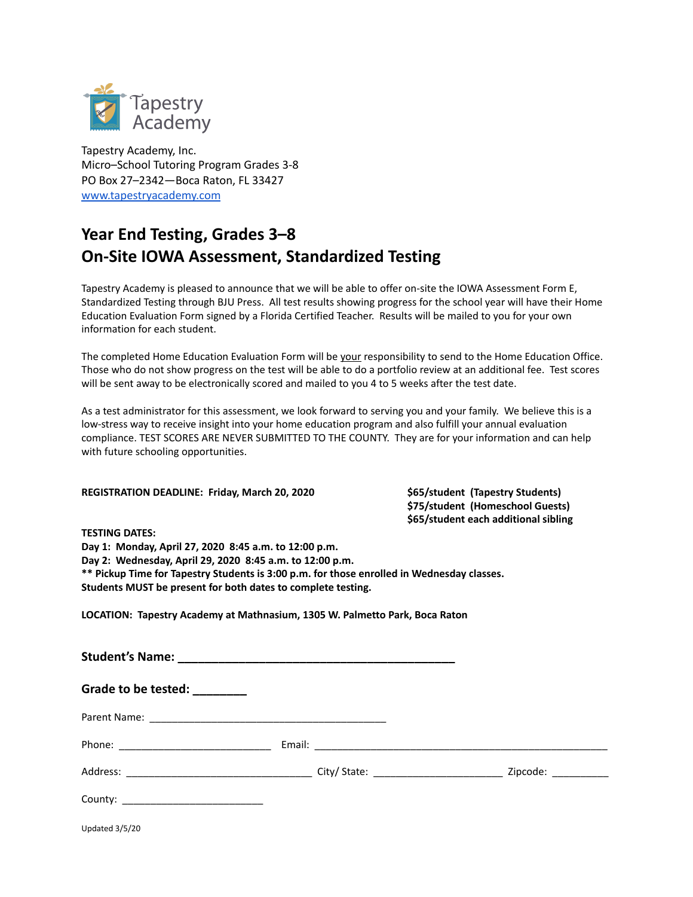Tapestry Academy

Tapestry Academy, Inc.
Micro–School Tutoring Program Grades 3-8
PO Box 27–2342—Boca Raton, FL 33427
[www.tapestryacademy.com](http://www.tapestryacademy.com)

## Year End Testing, Grades 3–8
## On-Site IOWA Assessment, Standardized Testing

Tapestry Academy is pleased to announce that we will be able to offer on-site the IOWA Assessment Form E, Standardized Testing through BJU Press. All test results showing progress for the school year will have their Home Education Evaluation Form signed by a Florida Certified Teacher. Results will be mailed to you for your own information for each student.

The completed Home Education Evaluation Form will be your responsibility to send to the Home Education Office. Those who do not show progress on the test will be able to do a portfolio review at an additional fee. Test scores will be sent away to be electronically scored and mailed to you 4 to 5 weeks after the test date.

As a test administrator for this assessment, we look forward to serving you and your family. We believe this is a low-stress way to receive insight into your home education program and also fulfill your annual evaluation compliance. TEST SCORES ARE NEVER SUBMITTED TO THE COUNTY. They are for your information and can help with future schooling opportunities.

**REGISTRATION DEADLINE: Friday, March 20, 2020**

**$65/student (Tapestry Students)**
**$75/student (Homeschool Guests)**
**$65/student each additional sibling**

**TESTING DATES:**
**Day 1: Monday, April 27, 2020 8:45 a.m. to 12:00 p.m.**
**Day 2: Wednesday, April 29, 2020 8:45 a.m. to 12:00 p.m.**
**** Pickup Time for Tapestry Students is 3:00 p.m. for those enrolled in Wednesday classes.**
**Students MUST be present for both dates to complete testing.**

**LOCATION: Tapestry Academy at Mathnasium, 1305 W. Palmetto Park, Boca Raton**

**Student's Name: ___________________________________________**

**Grade to be tested: ________**

Parent Name: ___________________________________________

Phone: ___________________________ Email: _____________________________________________________

Address: _________________________________ City/ State: _______________________ Zipcode: __________

County: _________________________

Updated 3/5/20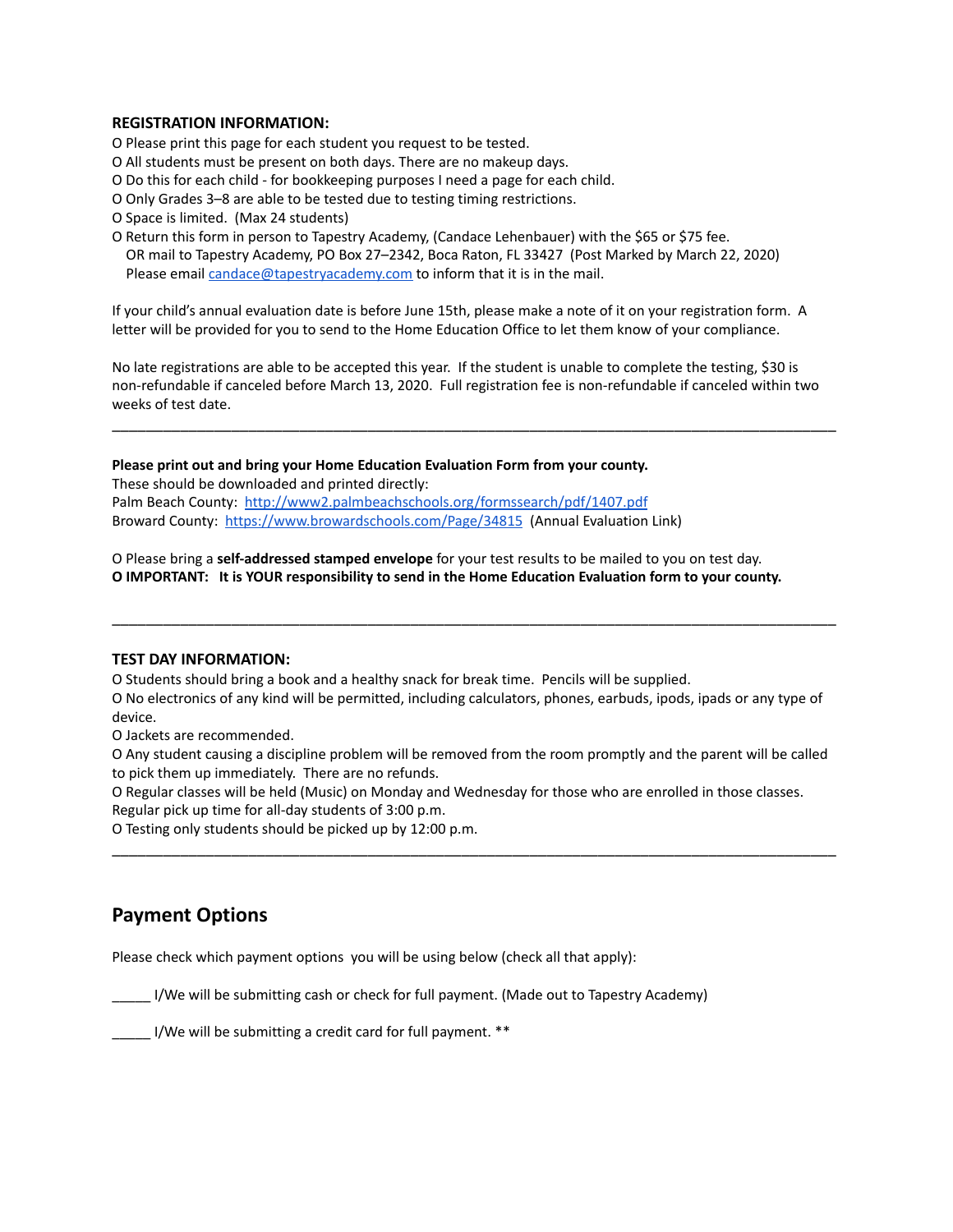**REGISTRATION INFORMATION:**

O Please print this page for each student you request to be tested.
O All students must be present on both days. There are no makeup days.
O Do this for each child - for bookkeeping purposes I need a page for each child.
O Only Grades 3–8 are able to be tested due to testing timing restrictions.
O Space is limited. (Max 24 students)
O Return this form in person to Tapestry Academy, (Candace Lehenbauer) with the $65 or $75 fee.
OR mail to Tapestry Academy, PO Box 27–2342, Boca Raton, FL 33427 (Post Marked by March 22, 2020)
Please email candace@tapestryacademy.com to inform that it is in the mail.

If your child's annual evaluation date is before June 15th, please make a note of it on your registration form. A letter will be provided for you to send to the Home Education Office to let them know of your compliance.

No late registrations are able to be accepted this year. If the student is unable to complete the testing, $30 is non-refundable if canceled before March 13, 2020. Full registration fee is non-refundable if canceled within two weeks of test date.

---

**Please print out and bring your Home Education Evaluation Form from your county.**
These should be downloaded and printed directly:
Palm Beach County: http://www2.palmbeachschools.org/formssearch/pdf/1407.pdf
Broward County: https://www.browardschools.com/Page/34815 (Annual Evaluation Link)

O Please bring a **self-addressed stamped envelope** for your test results to be mailed to you on test day.
**O IMPORTANT: It is YOUR responsibility to send in the Home Education Evaluation form to your county.**

---

**TEST DAY INFORMATION:**

O Students should bring a book and a healthy snack for break time. Pencils will be supplied.
O No electronics of any kind will be permitted, including calculators, phones, earbuds, ipods, ipads or any type of device.
O Jackets are recommended.
O Any student causing a discipline problem will be removed from the room promptly and the parent will be called to pick them up immediately. There are no refunds.
O Regular classes will be held (Music) on Monday and Wednesday for those who are enrolled in those classes. Regular pick up time for all-day students of 3:00 p.m.
O Testing only students should be picked up by 12:00 p.m.

---

## Payment Options

Please check which payment options you will be using below (check all that apply):

_____ I/We will be submitting cash or check for full payment. (Made out to Tapestry Academy)

_____ I/We will be submitting a credit card for full payment. **